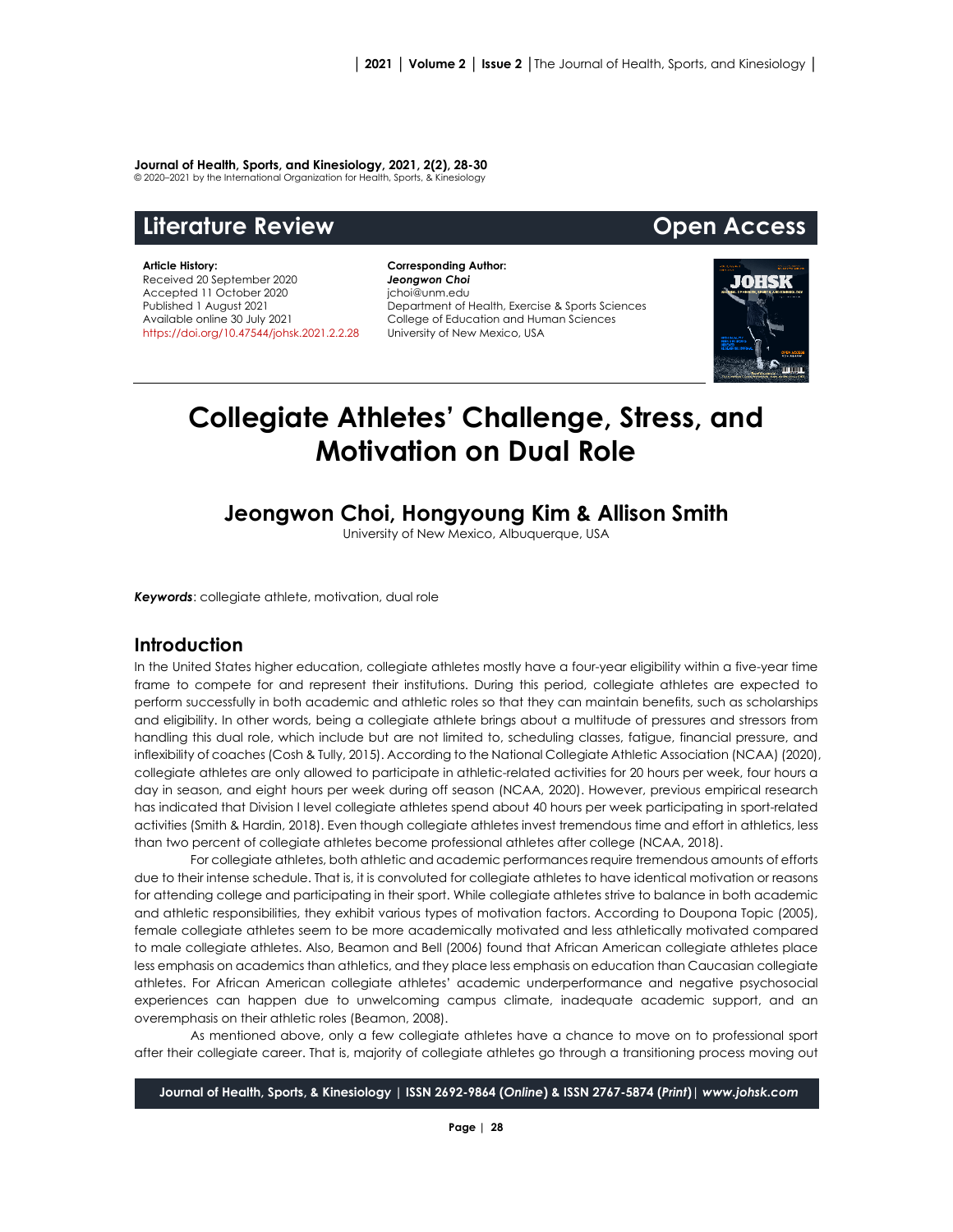**Journal of Health, Sports, and Kinesiology, 2021, 2(2), 28-30**
© 2020–2021 by the International Organization for Health, Sports, & Kinesiology

**Literature Review** **Open Access**

**Article History:**
Received 20 September 2020
Accepted 11 October 2020
Published 1 August 2021
Available online 30 July 2021
https://doi.org/10.47544/johsk.2021.2.2.28

**Corresponding Author:**
***Jeongwon Choi***
jchoi@unm.edu
Department of Health, Exercise & Sports Sciences
College of Education and Human Sciences
University of New Mexico, USA

# Collegiate Athletes' Challenge, Stress, and Motivation on Dual Role

## Jeongwon Choi, Hongyoung Kim & Allison Smith

University of New Mexico, Albuquerque, USA

***Keywords***: collegiate athlete, motivation, dual role

## Introduction

In the United States higher education, collegiate athletes mostly have a four-year eligibility within a five-year time frame to compete for and represent their institutions. During this period, collegiate athletes are expected to perform successfully in both academic and athletic roles so that they can maintain benefits, such as scholarships and eligibility. In other words, being a collegiate athlete brings about a multitude of pressures and stressors from handling this dual role, which include but are not limited to, scheduling classes, fatigue, financial pressure, and inflexibility of coaches (Cosh & Tully, 2015). According to the National Collegiate Athletic Association (NCAA) (2020), collegiate athletes are only allowed to participate in athletic-related activities for 20 hours per week, four hours a day in season, and eight hours per week during off season (NCAA, 2020). However, previous empirical research has indicated that Division I level collegiate athletes spend about 40 hours per week participating in sport-related activities (Smith & Hardin, 2018). Even though collegiate athletes invest tremendous time and effort in athletics, less than two percent of collegiate athletes become professional athletes after college (NCAA, 2018).

For collegiate athletes, both athletic and academic performances require tremendous amounts of efforts due to their intense schedule. That is, it is convoluted for collegiate athletes to have identical motivation or reasons for attending college and participating in their sport. While collegiate athletes strive to balance in both academic and athletic responsibilities, they exhibit various types of motivation factors. According to Doupona Topic (2005), female collegiate athletes seem to be more academically motivated and less athletically motivated compared to male collegiate athletes. Also, Beamon and Bell (2006) found that African American collegiate athletes place less emphasis on academics than athletics, and they place less emphasis on education than Caucasian collegiate athletes. For African American collegiate athletes' academic underperformance and negative psychosocial experiences can happen due to unwelcoming campus climate, inadequate academic support, and an overemphasis on their athletic roles (Beamon, 2008).

As mentioned above, only a few collegiate athletes have a chance to move on to professional sport after their collegiate career. That is, majority of collegiate athletes go through a transitioning process moving out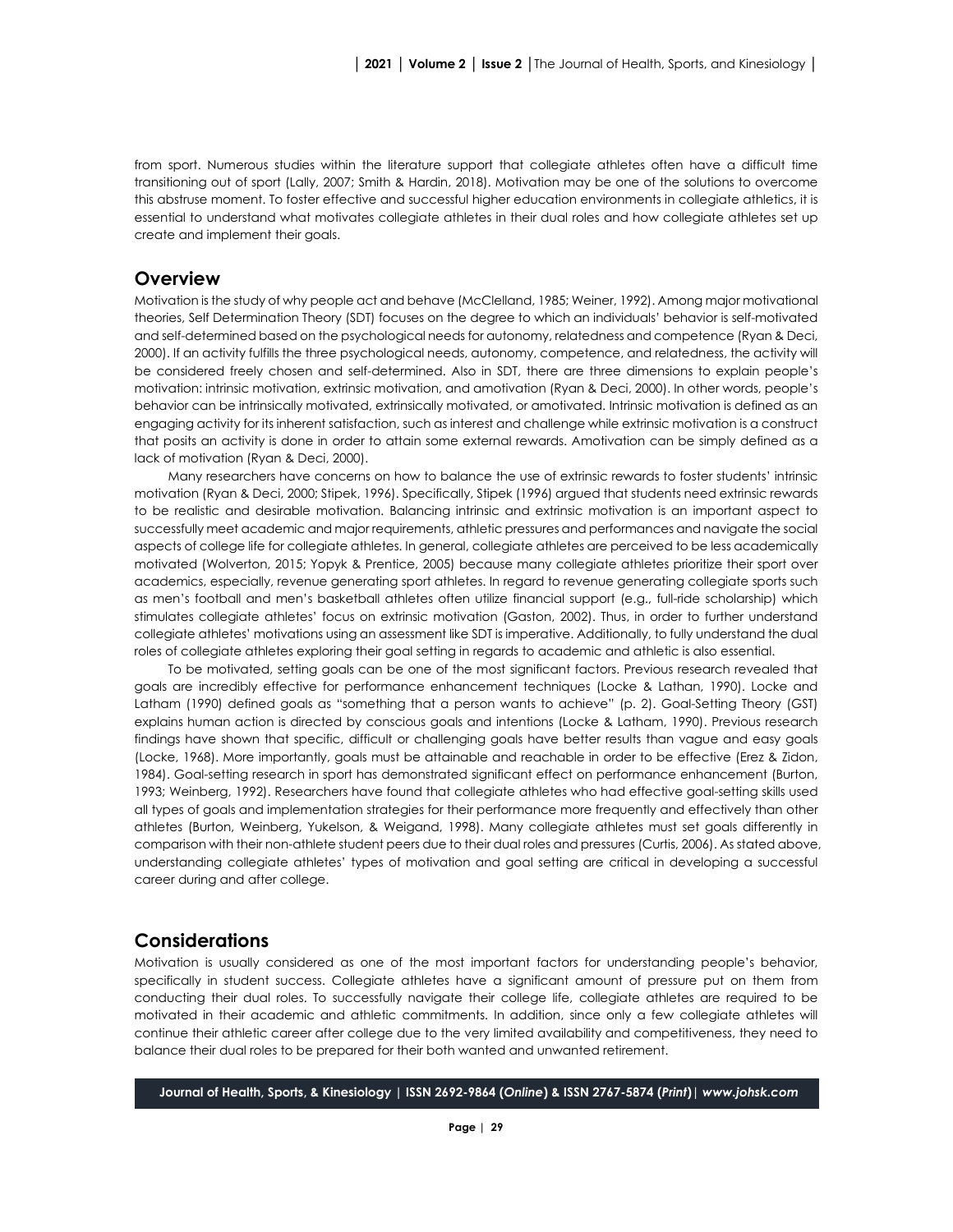from sport. Numerous studies within the literature support that collegiate athletes often have a difficult time transitioning out of sport (Lally, 2007; Smith & Hardin, 2018). Motivation may be one of the solutions to overcome this abstruse moment. To foster effective and successful higher education environments in collegiate athletics, it is essential to understand what motivates collegiate athletes in their dual roles and how collegiate athletes set up create and implement their goals.

## Overview

Motivation is the study of why people act and behave (McClelland, 1985; Weiner, 1992). Among major motivational theories, Self Determination Theory (SDT) focuses on the degree to which an individuals' behavior is self-motivated and self-determined based on the psychological needs for autonomy, relatedness and competence (Ryan & Deci, 2000). If an activity fulfills the three psychological needs, autonomy, competence, and relatedness, the activity will be considered freely chosen and self-determined. Also in SDT, there are three dimensions to explain people's motivation: intrinsic motivation, extrinsic motivation, and amotivation (Ryan & Deci, 2000). In other words, people's behavior can be intrinsically motivated, extrinsically motivated, or amotivated. Intrinsic motivation is defined as an engaging activity for its inherent satisfaction, such as interest and challenge while extrinsic motivation is a construct that posits an activity is done in order to attain some external rewards. Amotivation can be simply defined as a lack of motivation (Ryan & Deci, 2000).

Many researchers have concerns on how to balance the use of extrinsic rewards to foster students' intrinsic motivation (Ryan & Deci, 2000; Stipek, 1996). Specifically, Stipek (1996) argued that students need extrinsic rewards to be realistic and desirable motivation. Balancing intrinsic and extrinsic motivation is an important aspect to successfully meet academic and major requirements, athletic pressures and performances and navigate the social aspects of college life for collegiate athletes. In general, collegiate athletes are perceived to be less academically motivated (Wolverton, 2015; Yopyk & Prentice, 2005) because many collegiate athletes prioritize their sport over academics, especially, revenue generating sport athletes. In regard to revenue generating collegiate sports such as men's football and men's basketball athletes often utilize financial support (e.g., full-ride scholarship) which stimulates collegiate athletes' focus on extrinsic motivation (Gaston, 2002). Thus, in order to further understand collegiate athletes' motivations using an assessment like SDT is imperative. Additionally, to fully understand the dual roles of collegiate athletes exploring their goal setting in regards to academic and athletic is also essential.

To be motivated, setting goals can be one of the most significant factors. Previous research revealed that goals are incredibly effective for performance enhancement techniques (Locke & Lathan, 1990). Locke and Latham (1990) defined goals as "something that a person wants to achieve" (p. 2). Goal-Setting Theory (GST) explains human action is directed by conscious goals and intentions (Locke & Latham, 1990). Previous research findings have shown that specific, difficult or challenging goals have better results than vague and easy goals (Locke, 1968). More importantly, goals must be attainable and reachable in order to be effective (Erez & Zidon, 1984). Goal-setting research in sport has demonstrated significant effect on performance enhancement (Burton, 1993; Weinberg, 1992). Researchers have found that collegiate athletes who had effective goal-setting skills used all types of goals and implementation strategies for their performance more frequently and effectively than other athletes (Burton, Weinberg, Yukelson, & Weigand, 1998). Many collegiate athletes must set goals differently in comparison with their non-athlete student peers due to their dual roles and pressures (Curtis, 2006). As stated above, understanding collegiate athletes' types of motivation and goal setting are critical in developing a successful career during and after college.

## Considerations

Motivation is usually considered as one of the most important factors for understanding people's behavior, specifically in student success. Collegiate athletes have a significant amount of pressure put on them from conducting their dual roles. To successfully navigate their college life, collegiate athletes are required to be motivated in their academic and athletic commitments. In addition, since only a few collegiate athletes will continue their athletic career after college due to the very limited availability and competitiveness, they need to balance their dual roles to be prepared for their both wanted and unwanted retirement.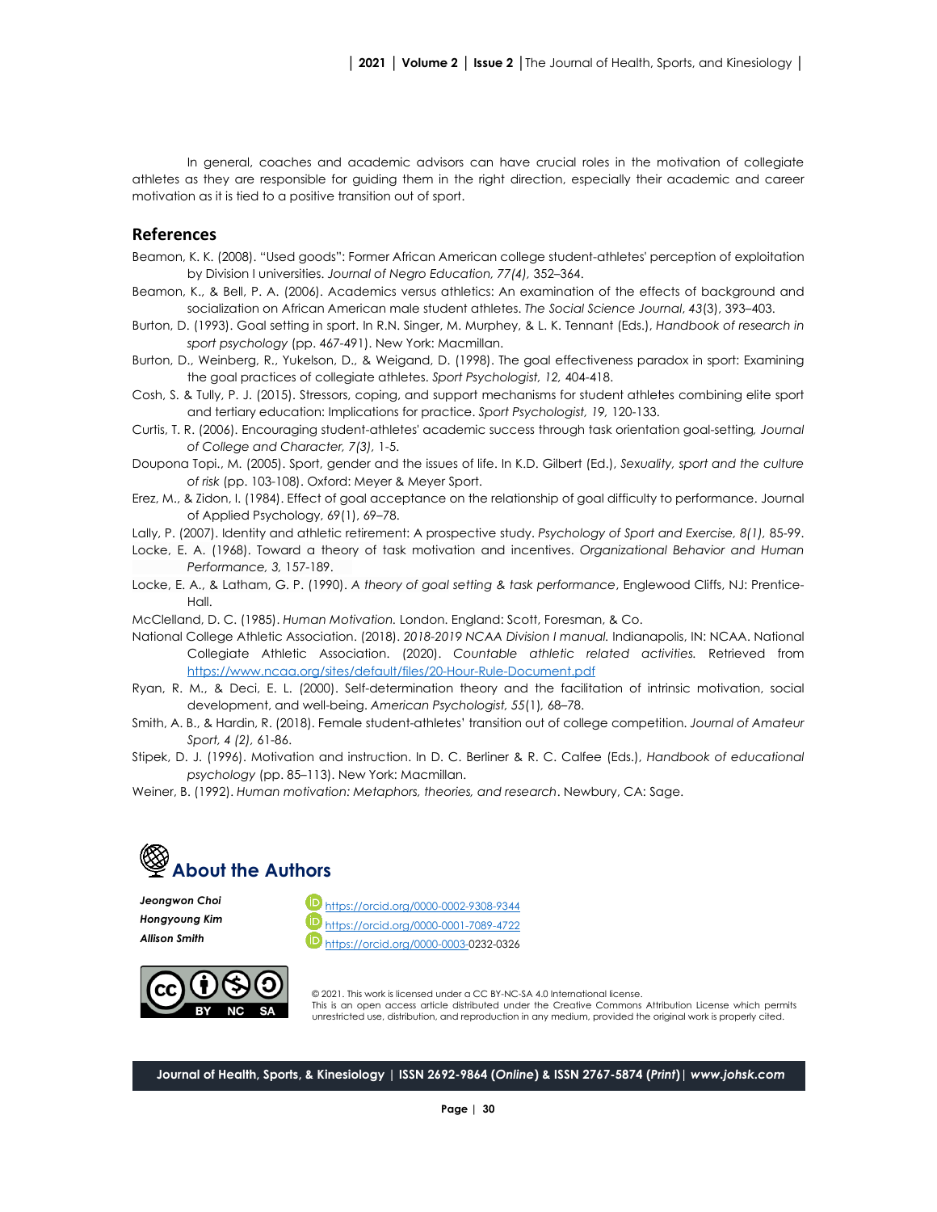In general, coaches and academic advisors can have crucial roles in the motivation of collegiate athletes as they are responsible for guiding them in the right direction, especially their academic and career motivation as it is tied to a positive transition out of sport.

## References

Beamon, K. K. (2008). "Used goods": Former African American college student-athletes' perception of exploitation by Division I universities. *Journal of Negro Education, 77(4),* 352–364.

Beamon, K., & Bell, P. A. (2006). Academics versus athletics: An examination of the effects of background and socialization on African American male student athletes. *The Social Science Journal*, *43*(3), 393–403.

Burton, D. (1993). Goal setting in sport. In R.N. Singer, M. Murphey, & L. K. Tennant (Eds.), *Handbook of research in sport psychology* (pp. 467-491). New York: Macmillan.

Burton, D., Weinberg, R., Yukelson, D., & Weigand, D. (1998). The goal effectiveness paradox in sport: Examining the goal practices of collegiate athletes. *Sport Psychologist*, *12,* 404-418.

Cosh, S. & Tully, P. J. (2015). Stressors, coping, and support mechanisms for student athletes combining elite sport and tertiary education: Implications for practice. *Sport Psychologist, 19,* 120-133.

Curtis, T. R. (2006). Encouraging student-athletes' academic success through task orientation goal-setting*, Journal of College and Character, 7(3),* 1-5.

Doupona Topi., M. (2005). Sport, gender and the issues of life. In K.D. Gilbert (Ed.), *Sexuality, sport and the culture of risk* (pp. 103-108). Oxford: Meyer & Meyer Sport.

Erez, M., & Zidon, I. (1984). Effect of goal acceptance on the relationship of goal difficulty to performance. Journal of Applied Psychology, *69*(1), *69*–78.

Lally, P. (2007). Identity and athletic retirement: A prospective study. *Psychology of Sport and Exercise, 8(1),* 85-99.

Locke, E. A. (1968). Toward a theory of task motivation and incentives. *Organizational Behavior and Human Performance, 3,* 157-189.

Locke, E. A., & Latham, G. P. (1990). *A theory of goal setting & task performance*, Englewood Cliffs, NJ: Prentice-Hall.

McClelland, D. C. (1985). *Human Motivation.* London. England: Scott, Foresman, & Co.

National College Athletic Association. (2018). *2018-2019 NCAA Division I manual.* Indianapolis, IN: NCAA. National Collegiate Athletic Association. (2020). *Countable athletic related activities.* Retrieved from https://www.ncaa.org/sites/default/files/20-Hour-Rule-Document.pdf

Ryan, R. M., & Deci, E. L. (2000). Self-determination theory and the facilitation of intrinsic motivation, social development, and well-being. *American Psychologist, 55*(1)*,* 68–78.

Smith, A. B., & Hardin, R. (2018). Female student-athletes' transition out of college competition. *Journal of Amateur Sport, 4 (2),* 61-86.

Stipek, D. J. (1996). Motivation and instruction. In D. C. Berliner & R. C. Calfee (Eds.), *Handbook of educational psychology* (pp. 85–113). New York: Macmillan.

Weiner, B. (1992). *Human motivation: Metaphors, theories, and research*. Newbury, CA: Sage.

## About the Authors

***Jeongwon Choi*** https://orcid.org/0000-0002-9308-9344

***Hongyoung Kim*** https://orcid.org/0000-0001-7089-4722

***Allison Smith*** https://orcid.org/0000-0003-0232-0326

© 2021. This work is licensed under a CC BY-NC-SA 4.0 International license.
This is an open access article distributed under the Creative Commons Attribution License which permits unrestricted use, distribution, and reproduction in any medium, provided the original work is properly cited.